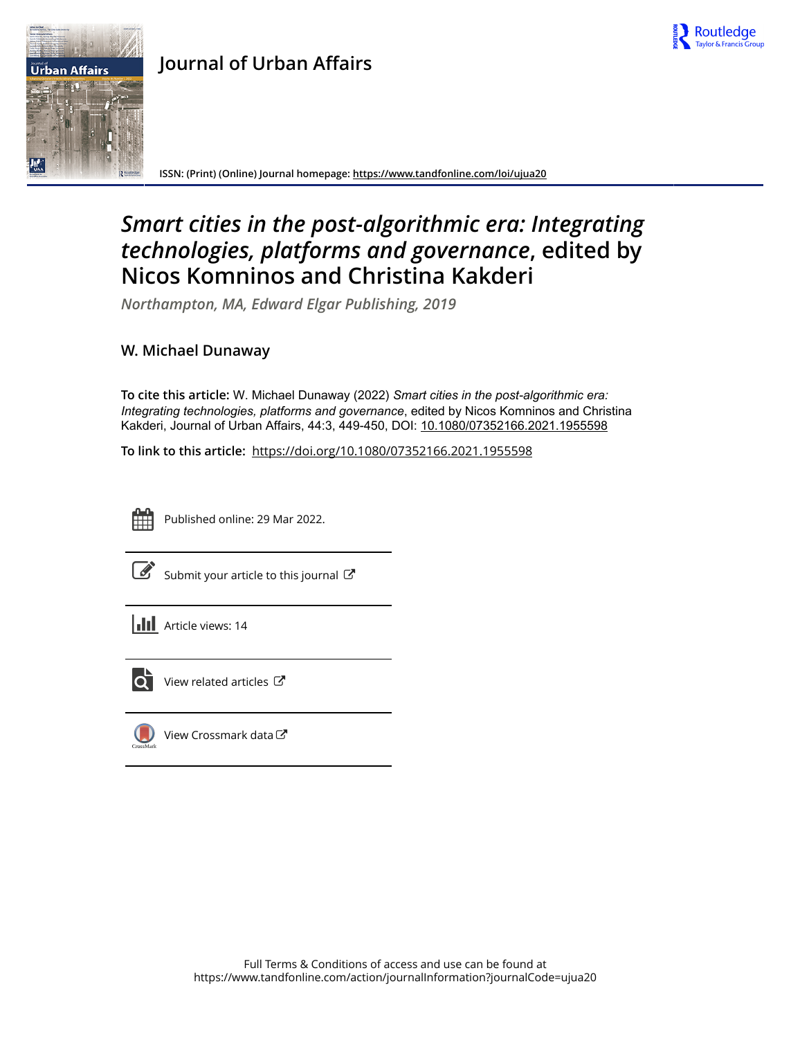# Journal of Urban Affairs

ISSN: (Print) (Online) Journal homepage: https://www.tandfonline.com/loi/ujua20

# *Smart cities in the post-algorithmic era: Integrating technologies, platforms and governance*, edited by Nicos Komninos and Christina Kakderi

*Northampton, MA, Edward Elgar Publishing, 2019*

**W. Michael Dunaway**

**To cite this article:** W. Michael Dunaway (2022) *Smart cities in the post-algorithmic era: Integrating technologies, platforms and governance*, edited by Nicos Komninos and Christina Kakderi, Journal of Urban Affairs, 44:3, 449-450, DOI: 10.1080/07352166.2021.1955598

**To link to this article:** https://doi.org/10.1080/07352166.2021.1955598

Published online: 29 Mar 2022.

Submit your article to this journal

Article views: 14

View related articles

View Crossmark data

Full Terms & Conditions of access and use can be found at
https://www.tandfonline.com/action/journalInformation?journalCode=ujua20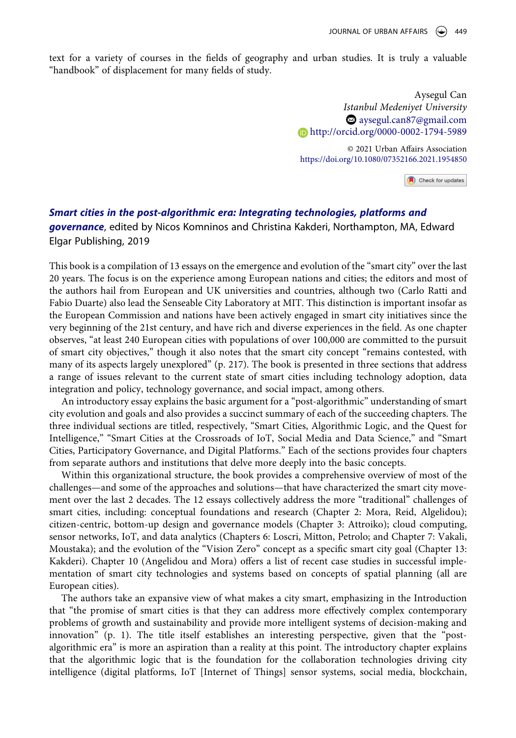text for a variety of courses in the fields of geography and urban studies. It is truly a valuable "handbook" of displacement for many fields of study.

Aysegul Can
*Istanbul Medeniyet University*
aysegul.can87@gmail.com
http://orcid.org/0000-0002-1794-5989

© 2021 Urban Affairs Association
https://doi.org/10.1080/07352166.2021.1954850

***Smart cities in the post-algorithmic era: Integrating technologies, platforms and governance***, edited by Nicos Komninos and Christina Kakderi, Northampton, MA, Edward Elgar Publishing, 2019

This book is a compilation of 13 essays on the emergence and evolution of the "smart city" over the last 20 years. The focus is on the experience among European nations and cities; the editors and most of the authors hail from European and UK universities and countries, although two (Carlo Ratti and Fabio Duarte) also lead the Senseable City Laboratory at MIT. This distinction is important insofar as the European Commission and nations have been actively engaged in smart city initiatives since the very beginning of the 21st century, and have rich and diverse experiences in the field. As one chapter observes, "at least 240 European cities with populations of over 100,000 are committed to the pursuit of smart city objectives," though it also notes that the smart city concept "remains contested, with many of its aspects largely unexplored" (p. 217). The book is presented in three sections that address a range of issues relevant to the current state of smart cities including technology adoption, data integration and policy, technology governance, and social impact, among others.

An introductory essay explains the basic argument for a "post-algorithmic" understanding of smart city evolution and goals and also provides a succinct summary of each of the succeeding chapters. The three individual sections are titled, respectively, "Smart Cities, Algorithmic Logic, and the Quest for Intelligence," "Smart Cities at the Crossroads of IoT, Social Media and Data Science," and "Smart Cities, Participatory Governance, and Digital Platforms." Each of the sections provides four chapters from separate authors and institutions that delve more deeply into the basic concepts.

Within this organizational structure, the book provides a comprehensive overview of most of the challenges—and some of the approaches and solutions—that have characterized the smart city movement over the last 2 decades. The 12 essays collectively address the more "traditional" challenges of smart cities, including: conceptual foundations and research (Chapter 2: Mora, Reid, Algelidou); citizen-centric, bottom-up design and governance models (Chapter 3: Attroiko); cloud computing, sensor networks, IoT, and data analytics (Chapters 6: Loscri, Mitton, Petrolo; and Chapter 7: Vakali, Moustaka); and the evolution of the "Vision Zero" concept as a specific smart city goal (Chapter 13: Kakderi). Chapter 10 (Angelidou and Mora) offers a list of recent case studies in successful implementation of smart city technologies and systems based on concepts of spatial planning (all are European cities).

The authors take an expansive view of what makes a city smart, emphasizing in the Introduction that "the promise of smart cities is that they can address more effectively complex contemporary problems of growth and sustainability and provide more intelligent systems of decision-making and innovation" (p. 1). The title itself establishes an interesting perspective, given that the "post-algorithmic era" is more an aspiration than a reality at this point. The introductory chapter explains that the algorithmic logic that is the foundation for the collaboration technologies driving city intelligence (digital platforms, IoT [Internet of Things] sensor systems, social media, blockchain,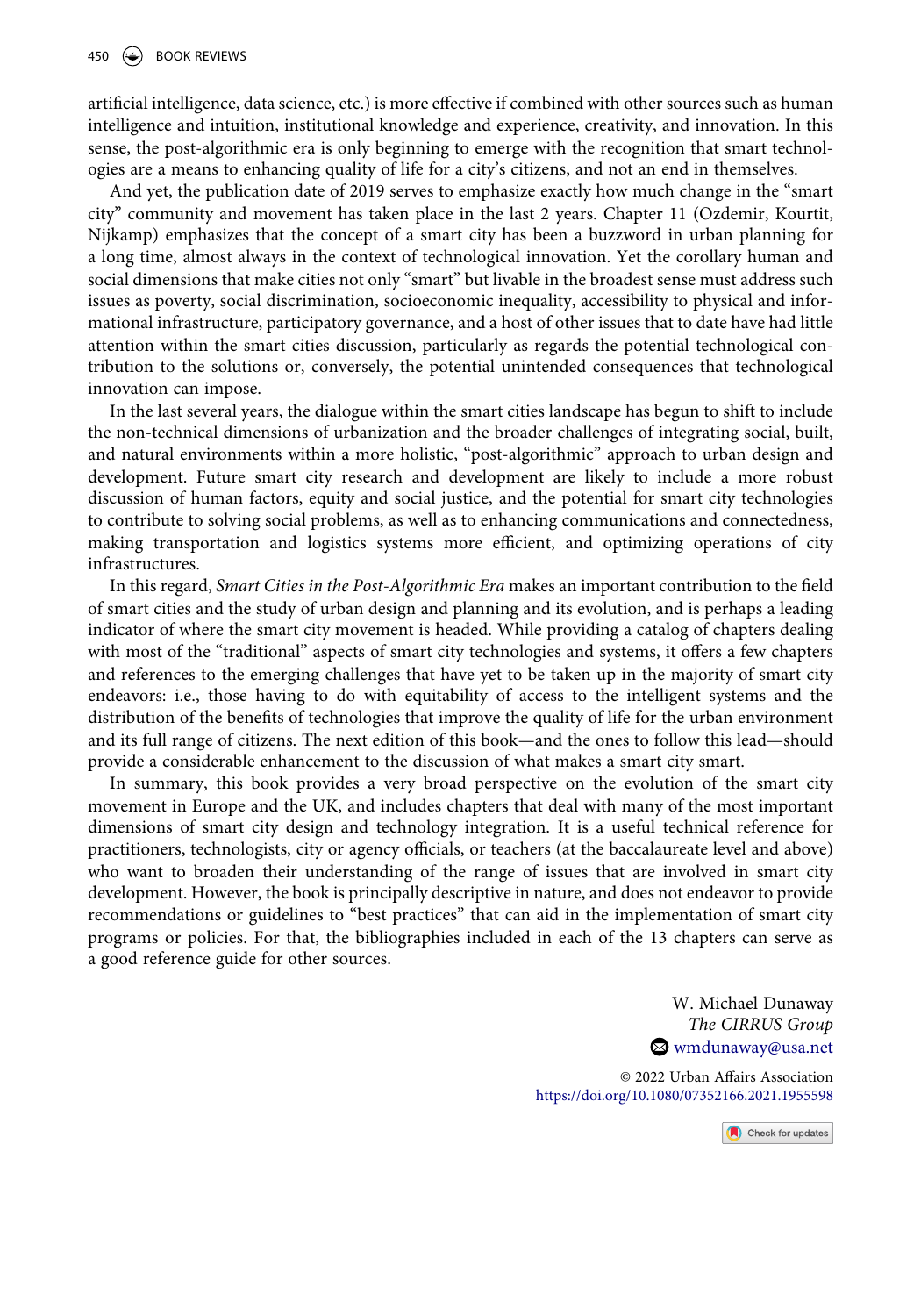artificial intelligence, data science, etc.) is more effective if combined with other sources such as human intelligence and intuition, institutional knowledge and experience, creativity, and innovation. In this sense, the post-algorithmic era is only beginning to emerge with the recognition that smart technologies are a means to enhancing quality of life for a city's citizens, and not an end in themselves.

And yet, the publication date of 2019 serves to emphasize exactly how much change in the "smart city" community and movement has taken place in the last 2 years. Chapter 11 (Ozdemir, Kourtit, Nijkamp) emphasizes that the concept of a smart city has been a buzzword in urban planning for a long time, almost always in the context of technological innovation. Yet the corollary human and social dimensions that make cities not only "smart" but livable in the broadest sense must address such issues as poverty, social discrimination, socioeconomic inequality, accessibility to physical and informational infrastructure, participatory governance, and a host of other issues that to date have had little attention within the smart cities discussion, particularly as regards the potential technological contribution to the solutions or, conversely, the potential unintended consequences that technological innovation can impose.

In the last several years, the dialogue within the smart cities landscape has begun to shift to include the non-technical dimensions of urbanization and the broader challenges of integrating social, built, and natural environments within a more holistic, "post-algorithmic" approach to urban design and development. Future smart city research and development are likely to include a more robust discussion of human factors, equity and social justice, and the potential for smart city technologies to contribute to solving social problems, as well as to enhancing communications and connectedness, making transportation and logistics systems more efficient, and optimizing operations of city infrastructures.

In this regard, *Smart Cities in the Post-Algorithmic Era* makes an important contribution to the field of smart cities and the study of urban design and planning and its evolution, and is perhaps a leading indicator of where the smart city movement is headed. While providing a catalog of chapters dealing with most of the "traditional" aspects of smart city technologies and systems, it offers a few chapters and references to the emerging challenges that have yet to be taken up in the majority of smart city endeavors: i.e., those having to do with equitability of access to the intelligent systems and the distribution of the benefits of technologies that improve the quality of life for the urban environment and its full range of citizens. The next edition of this book—and the ones to follow this lead—should provide a considerable enhancement to the discussion of what makes a smart city smart.

In summary, this book provides a very broad perspective on the evolution of the smart city movement in Europe and the UK, and includes chapters that deal with many of the most important dimensions of smart city design and technology integration. It is a useful technical reference for practitioners, technologists, city or agency officials, or teachers (at the baccalaureate level and above) who want to broaden their understanding of the range of issues that are involved in smart city development. However, the book is principally descriptive in nature, and does not endeavor to provide recommendations or guidelines to "best practices" that can aid in the implementation of smart city programs or policies. For that, the bibliographies included in each of the 13 chapters can serve as a good reference guide for other sources.

W. Michael Dunaway
*The CIRRUS Group*
wmdunaway@usa.net

© 2022 Urban Affairs Association
https://doi.org/10.1080/07352166.2021.1955598